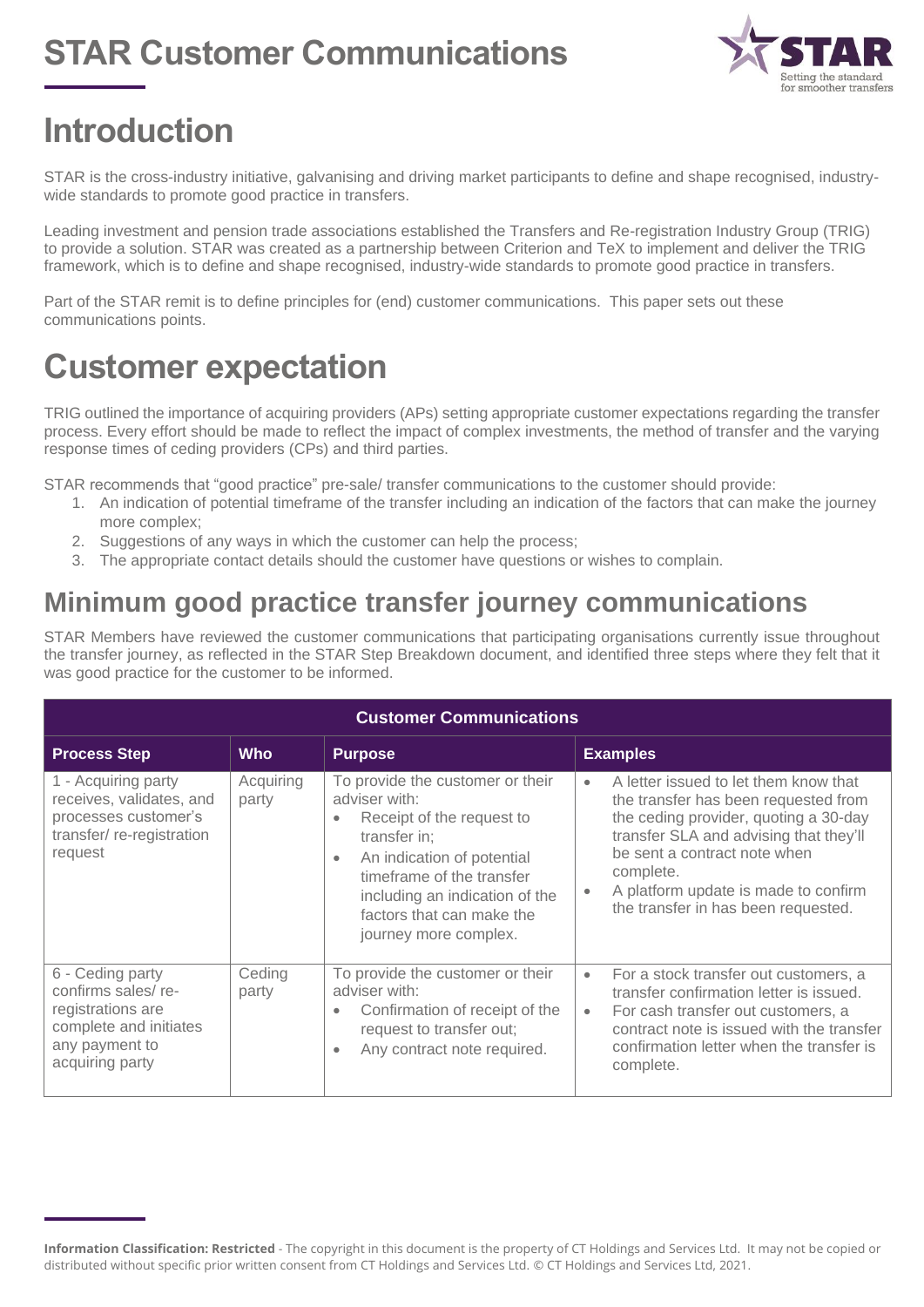# STAR Customer Communications

# Introduction

STAR is the cross-industry initiative, galvanising and driving market participants to define and shape recognised, industry-wide standards to promote good practice in transfers.

Leading investment and pension trade associations established the Transfers and Re-registration Industry Group (TRIG) to provide a solution. STAR was created as a partnership between Criterion and TeX to implement and deliver the TRIG framework, which is to define and shape recognised, industry-wide standards to promote good practice in transfers.

Part of the STAR remit is to define principles for (end) customer communications. This paper sets out these communications points.

# Customer expectation

TRIG outlined the importance of acquiring providers (APs) setting appropriate customer expectations regarding the transfer process. Every effort should be made to reflect the impact of complex investments, the method of transfer and the varying response times of ceding providers (CPs) and third parties.

STAR recommends that "good practice" pre-sale/ transfer communications to the customer should provide:

1. An indication of potential timeframe of the transfer including an indication of the factors that can make the journey more complex;
2. Suggestions of any ways in which the customer can help the process;
3. The appropriate contact details should the customer have questions or wishes to complain.

## Minimum good practice transfer journey communications

STAR Members have reviewed the customer communications that participating organisations currently issue throughout the transfer journey, as reflected in the STAR Step Breakdown document, and identified three steps where they felt that it was good practice for the customer to be informed.

| Customer Communications | | | |
|---|---|---|---|
| **Process Step** | **Who** | **Purpose** | **Examples** |
| 1 - Acquiring party receives, validates, and processes customer's transfer/ re-registration request | Acquiring party | To provide the customer or their adviser with:<br>• Receipt of the request to transfer in;<br>• An indication of potential timeframe of the transfer including an indication of the factors that can make the journey more complex. | • A letter issued to let them know that the transfer has been requested from the ceding provider, quoting a 30-day transfer SLA and advising that they'll be sent a contract note when complete.<br>• A platform update is made to confirm the transfer in has been requested. |
| 6 - Ceding party confirms sales/ re-registrations are complete and initiates any payment to acquiring party | Ceding party | To provide the customer or their adviser with:<br>• Confirmation of receipt of the request to transfer out;<br>• Any contract note required. | • For a stock transfer out customers, a transfer confirmation letter is issued.<br>• For cash transfer out customers, a contract note is issued with the transfer confirmation letter when the transfer is complete. |

**Information Classification: Restricted** - The copyright in this document is the property of CT Holdings and Services Ltd. It may not be copied or distributed without specific prior written consent from CT Holdings and Services Ltd. © CT Holdings and Services Ltd, 2021.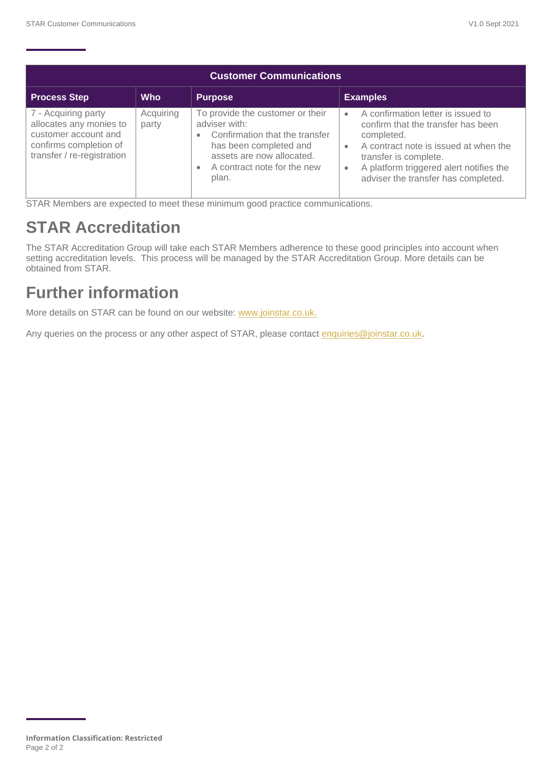| Customer Communications | | | |
|---|---|---|---|
| **Process Step** | **Who** | **Purpose** | **Examples** |
| 7 - Acquiring party allocates any monies to customer account and confirms completion of transfer / re-registration | Acquiring party | To provide the customer or their adviser with:<br>• Confirmation that the transfer has been completed and assets are now allocated.<br>• A contract note for the new plan. | • A confirmation letter is issued to confirm that the transfer has been completed.<br>• A contract note is issued at when the transfer is complete.<br>• A platform triggered alert notifies the adviser the transfer has completed. |

STAR Members are expected to meet these minimum good practice communications.

## STAR Accreditation

The STAR Accreditation Group will take each STAR Members adherence to these good principles into account when setting accreditation levels.  This process will be managed by the STAR Accreditation Group. More details can be obtained from STAR.

## Further information

More details on STAR can be found on our website: www.joinstar.co.uk.

Any queries on the process or any other aspect of STAR, please contact enquiries@joinstar.co.uk.

**Information Classification: Restricted**